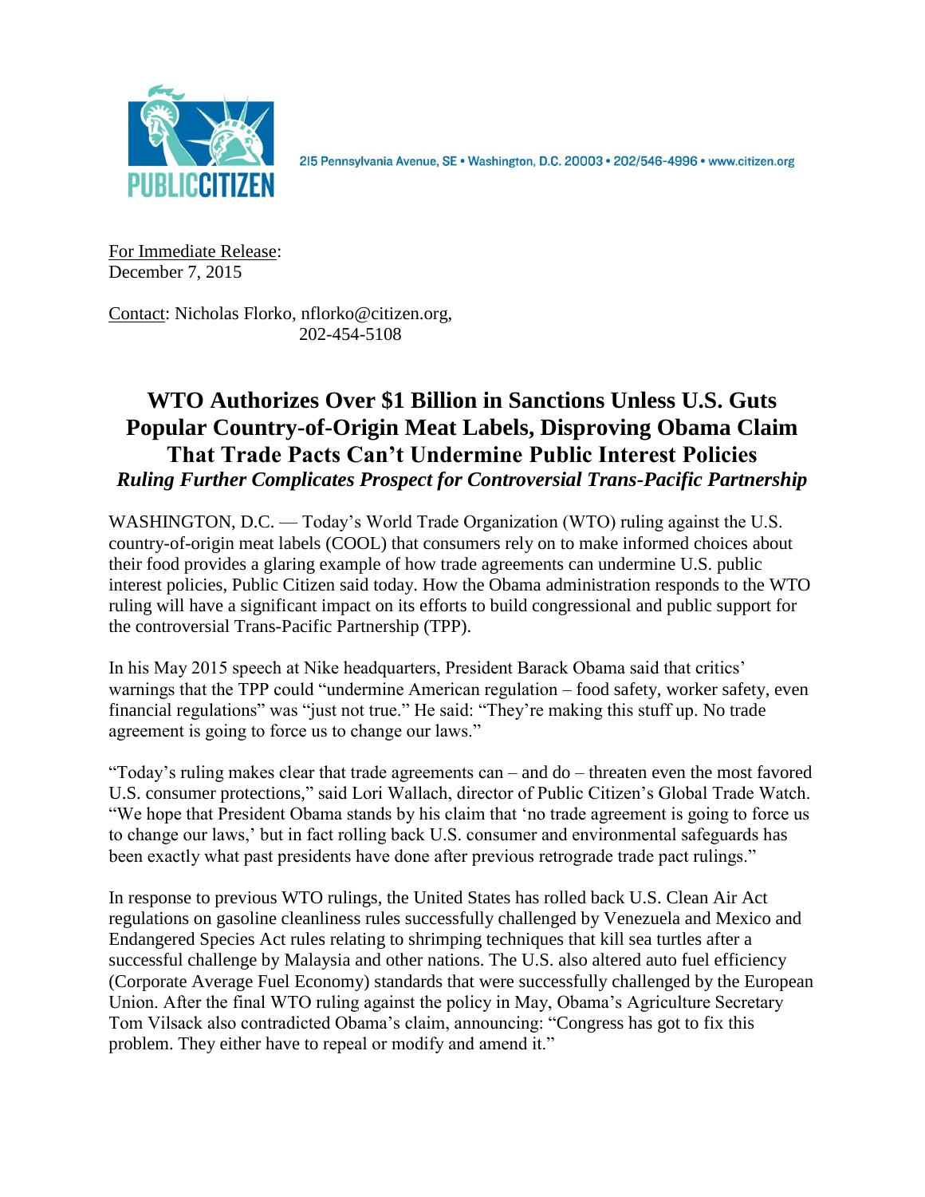PUBLIC CITIZEN

215 Pennsylvania Avenue, SE • Washington, D.C. 20003 • 202/546-4996 • www.citizen.org

For Immediate Release:
December 7, 2015

Contact: Nicholas Florko, nflorko@citizen.org, 202-454-5108

# WTO Authorizes Over $1 Billion in Sanctions Unless U.S. Guts Popular Country-of-Origin Meat Labels, Disproving Obama Claim That Trade Pacts Can't Undermine Public Interest Policies

***Ruling Further Complicates Prospect for Controversial Trans-Pacific Partnership***

WASHINGTON, D.C. — Today's World Trade Organization (WTO) ruling against the U.S. country-of-origin meat labels (COOL) that consumers rely on to make informed choices about their food provides a glaring example of how trade agreements can undermine U.S. public interest policies, Public Citizen said today. How the Obama administration responds to the WTO ruling will have a significant impact on its efforts to build congressional and public support for the controversial Trans-Pacific Partnership (TPP).

In his May 2015 speech at Nike headquarters, President Barack Obama said that critics' warnings that the TPP could "undermine American regulation – food safety, worker safety, even financial regulations" was "just not true." He said: "They're making this stuff up. No trade agreement is going to force us to change our laws."

"Today's ruling makes clear that trade agreements can – and do – threaten even the most favored U.S. consumer protections," said Lori Wallach, director of Public Citizen's Global Trade Watch. "We hope that President Obama stands by his claim that 'no trade agreement is going to force us to change our laws,' but in fact rolling back U.S. consumer and environmental safeguards has been exactly what past presidents have done after previous retrograde trade pact rulings."

In response to previous WTO rulings, the United States has rolled back U.S. Clean Air Act regulations on gasoline cleanliness rules successfully challenged by Venezuela and Mexico and Endangered Species Act rules relating to shrimping techniques that kill sea turtles after a successful challenge by Malaysia and other nations. The U.S. also altered auto fuel efficiency (Corporate Average Fuel Economy) standards that were successfully challenged by the European Union. After the final WTO ruling against the policy in May, Obama's Agriculture Secretary Tom Vilsack also contradicted Obama's claim, announcing: "Congress has got to fix this problem. They either have to repeal or modify and amend it."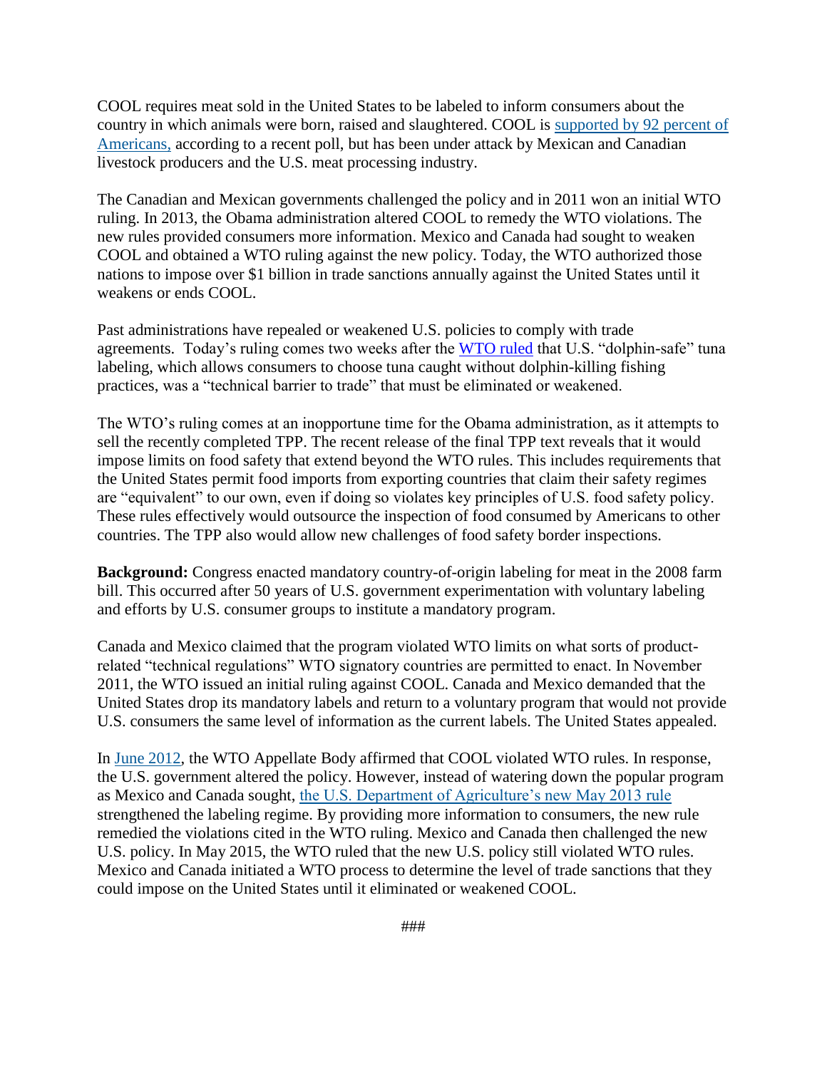COOL requires meat sold in the United States to be labeled to inform consumers about the country in which animals were born, raised and slaughtered. COOL is [supported by 92 percent of Americans,](#) according to a recent poll, but has been under attack by Mexican and Canadian livestock producers and the U.S. meat processing industry.

The Canadian and Mexican governments challenged the policy and in 2011 won an initial WTO ruling. In 2013, the Obama administration altered COOL to remedy the WTO violations. The new rules provided consumers more information. Mexico and Canada had sought to weaken COOL and obtained a WTO ruling against the new policy. Today, the WTO authorized those nations to impose over $1 billion in trade sanctions annually against the United States until it weakens or ends COOL.

Past administrations have repealed or weakened U.S. policies to comply with trade agreements. Today's ruling comes two weeks after the [WTO ruled](#) that U.S. "dolphin-safe" tuna labeling, which allows consumers to choose tuna caught without dolphin-killing fishing practices, was a "technical barrier to trade" that must be eliminated or weakened.

The WTO's ruling comes at an inopportune time for the Obama administration, as it attempts to sell the recently completed TPP. The recent release of the final TPP text reveals that it would impose limits on food safety that extend beyond the WTO rules. This includes requirements that the United States permit food imports from exporting countries that claim their safety regimes are "equivalent" to our own, even if doing so violates key principles of U.S. food safety policy. These rules effectively would outsource the inspection of food consumed by Americans to other countries. The TPP also would allow new challenges of food safety border inspections.

**Background:** Congress enacted mandatory country-of-origin labeling for meat in the 2008 farm bill. This occurred after 50 years of U.S. government experimentation with voluntary labeling and efforts by U.S. consumer groups to institute a mandatory program.

Canada and Mexico claimed that the program violated WTO limits on what sorts of product-related "technical regulations" WTO signatory countries are permitted to enact. In November 2011, the WTO issued an initial ruling against COOL. Canada and Mexico demanded that the United States drop its mandatory labels and return to a voluntary program that would not provide U.S. consumers the same level of information as the current labels. The United States appealed.

In [June 2012](#), the WTO Appellate Body affirmed that COOL violated WTO rules. In response, the U.S. government altered the policy. However, instead of watering down the popular program as Mexico and Canada sought, [the U.S. Department of Agriculture's new May 2013 rule](#) strengthened the labeling regime. By providing more information to consumers, the new rule remedied the violations cited in the WTO ruling. Mexico and Canada then challenged the new U.S. policy. In May 2015, the WTO ruled that the new U.S. policy still violated WTO rules. Mexico and Canada initiated a WTO process to determine the level of trade sanctions that they could impose on the United States until it eliminated or weakened COOL.

###